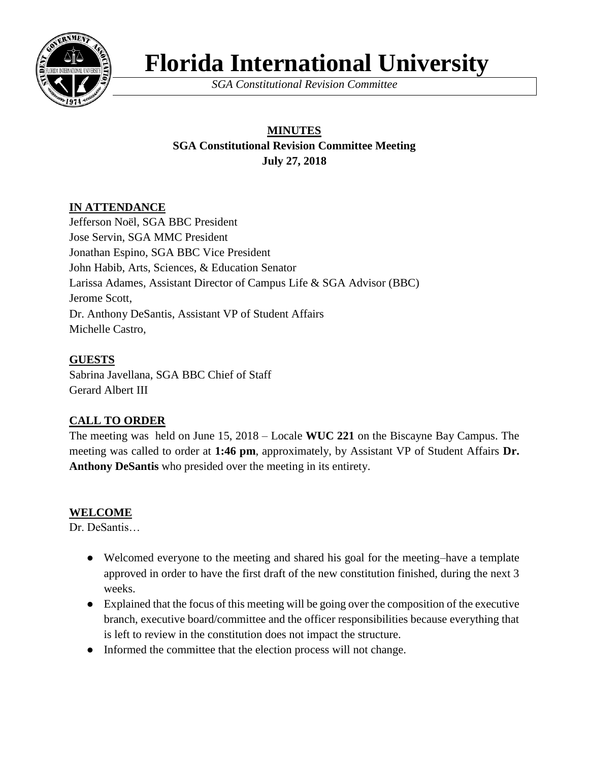# Florida International University

*SGA Constitutional Revision Committee*

**MINUTES**
**SGA Constitutional Revision Committee Meeting**
**July 27, 2018**

## IN ATTENDANCE

Jefferson Noël, SGA BBC President
Jose Servin, SGA MMC President
Jonathan Espino, SGA BBC Vice President
John Habib, Arts, Sciences, & Education Senator
Larissa Adames, Assistant Director of Campus Life & SGA Advisor (BBC)
Jerome Scott,
Dr. Anthony DeSantis, Assistant VP of Student Affairs
Michelle Castro,

## GUESTS

Sabrina Javellana, SGA BBC Chief of Staff
Gerard Albert III

## CALL TO ORDER

The meeting was held on June 15, 2018 – Locale **WUC 221** on the Biscayne Bay Campus. The meeting was called to order at **1:46 pm**, approximately, by Assistant VP of Student Affairs **Dr. Anthony DeSantis** who presided over the meeting in its entirety.

## WELCOME

Dr. DeSantis…

- Welcomed everyone to the meeting and shared his goal for the meeting–have a template approved in order to have the first draft of the new constitution finished, during the next 3 weeks.
- Explained that the focus of this meeting will be going over the composition of the executive branch, executive board/committee and the officer responsibilities because everything that is left to review in the constitution does not impact the structure.
- Informed the committee that the election process will not change.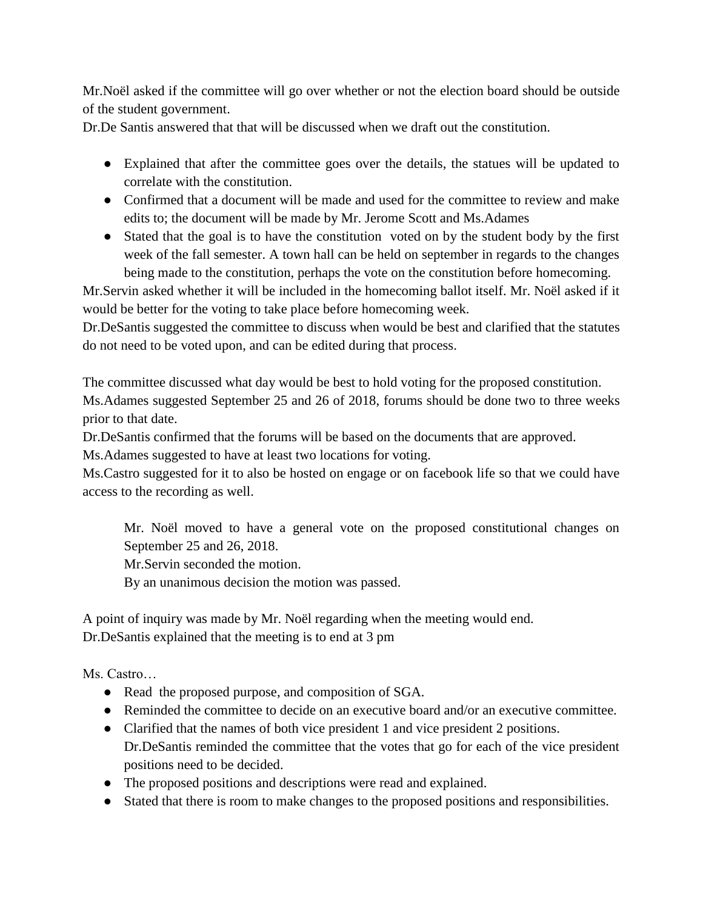Mr.Noël asked if the committee will go over whether or not the election board should be outside of the student government.

Dr.De Santis answered that that will be discussed when we draft out the constitution.

- Explained that after the committee goes over the details, the statues will be updated to correlate with the constitution.
- Confirmed that a document will be made and used for the committee to review and make edits to; the document will be made by Mr. Jerome Scott and Ms.Adames
- Stated that the goal is to have the constitution voted on by the student body by the first week of the fall semester. A town hall can be held on september in regards to the changes being made to the constitution, perhaps the vote on the constitution before homecoming.

Mr.Servin asked whether it will be included in the homecoming ballot itself. Mr. Noël asked if it would be better for the voting to take place before homecoming week.

Dr.DeSantis suggested the committee to discuss when would be best and clarified that the statutes do not need to be voted upon, and can be edited during that process.

The committee discussed what day would be best to hold voting for the proposed constitution.

Ms.Adames suggested September 25 and 26 of 2018, forums should be done two to three weeks prior to that date.

Dr.DeSantis confirmed that the forums will be based on the documents that are approved.

Ms.Adames suggested to have at least two locations for voting.

Ms.Castro suggested for it to also be hosted on engage or on facebook life so that we could have access to the recording as well.

> Mr. Noël moved to have a general vote on the proposed constitutional changes on September 25 and 26, 2018.
>
> Mr.Servin seconded the motion.
>
> By an unanimous decision the motion was passed.

A point of inquiry was made by Mr. Noël regarding when the meeting would end.

Dr.DeSantis explained that the meeting is to end at 3 pm

Ms. Castro…

- Read the proposed purpose, and composition of SGA.
- Reminded the committee to decide on an executive board and/or an executive committee.
- Clarified that the names of both vice president 1 and vice president 2 positions.
  Dr.DeSantis reminded the committee that the votes that go for each of the vice president positions need to be decided.
- The proposed positions and descriptions were read and explained.
- Stated that there is room to make changes to the proposed positions and responsibilities.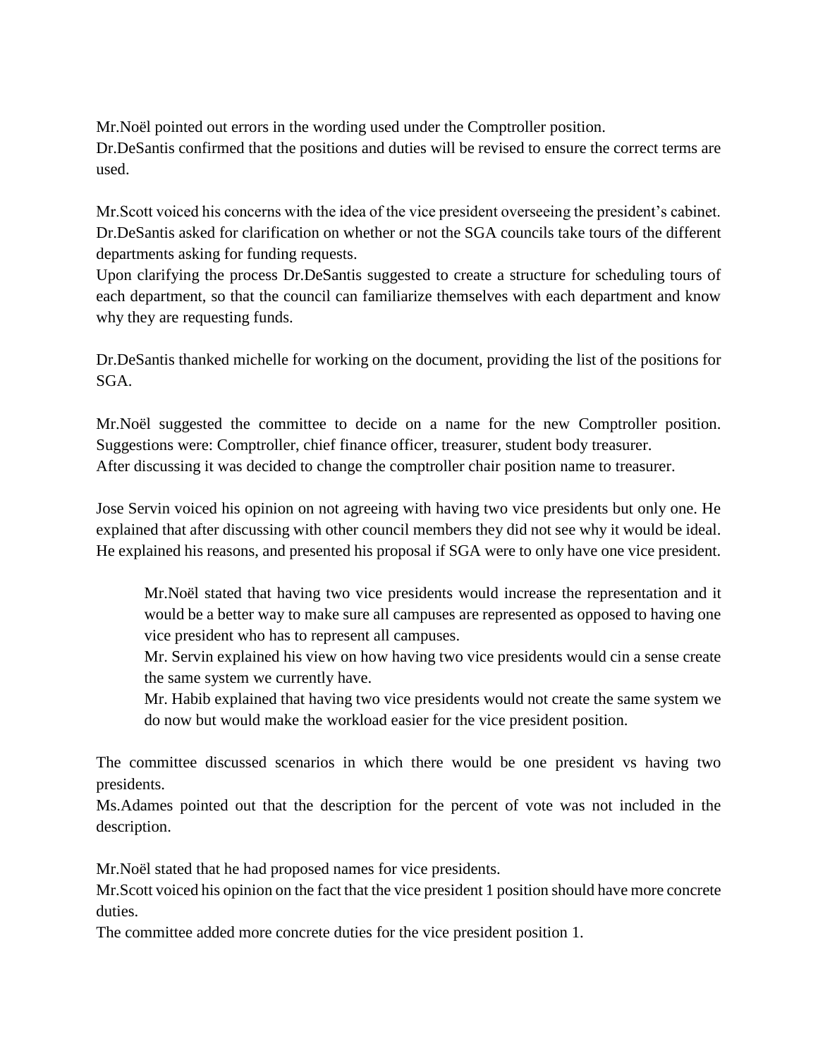Mr.Noël pointed out errors in the wording used under the Comptroller position.
Dr.DeSantis confirmed that the positions and duties will be revised to ensure the correct terms are used.

Mr.Scott voiced his concerns with the idea of the vice president overseeing the president's cabinet.
Dr.DeSantis asked for clarification on whether or not the SGA councils take tours of the different departments asking for funding requests.
Upon clarifying the process Dr.DeSantis suggested to create a structure for scheduling tours of each department, so that the council can familiarize themselves with each department and know why they are requesting funds.

Dr.DeSantis thanked michelle for working on the document, providing the list of the positions for SGA.

Mr.Noël suggested the committee to decide on a name for the new Comptroller position. Suggestions were: Comptroller, chief finance officer, treasurer, student body treasurer.
After discussing it was decided to change the comptroller chair position name to treasurer.

Jose Servin voiced his opinion on not agreeing with having two vice presidents but only one. He explained that after discussing with other council members they did not see why it would be ideal. He explained his reasons, and presented his proposal if SGA were to only have one vice president.

> Mr.Noël stated that having two vice presidents would increase the representation and it would be a better way to make sure all campuses are represented as opposed to having one vice president who has to represent all campuses.
> Mr. Servin explained his view on how having two vice presidents would cin a sense create the same system we currently have.
> Mr. Habib explained that having two vice presidents would not create the same system we do now but would make the workload easier for the vice president position.

The committee discussed scenarios in which there would be one president vs having two presidents.
Ms.Adames pointed out that the description for the percent of vote was not included in the description.

Mr.Noël stated that he had proposed names for vice presidents.
Mr.Scott voiced his opinion on the fact that the vice president 1 position should have more concrete duties.
The committee added more concrete duties for the vice president position 1.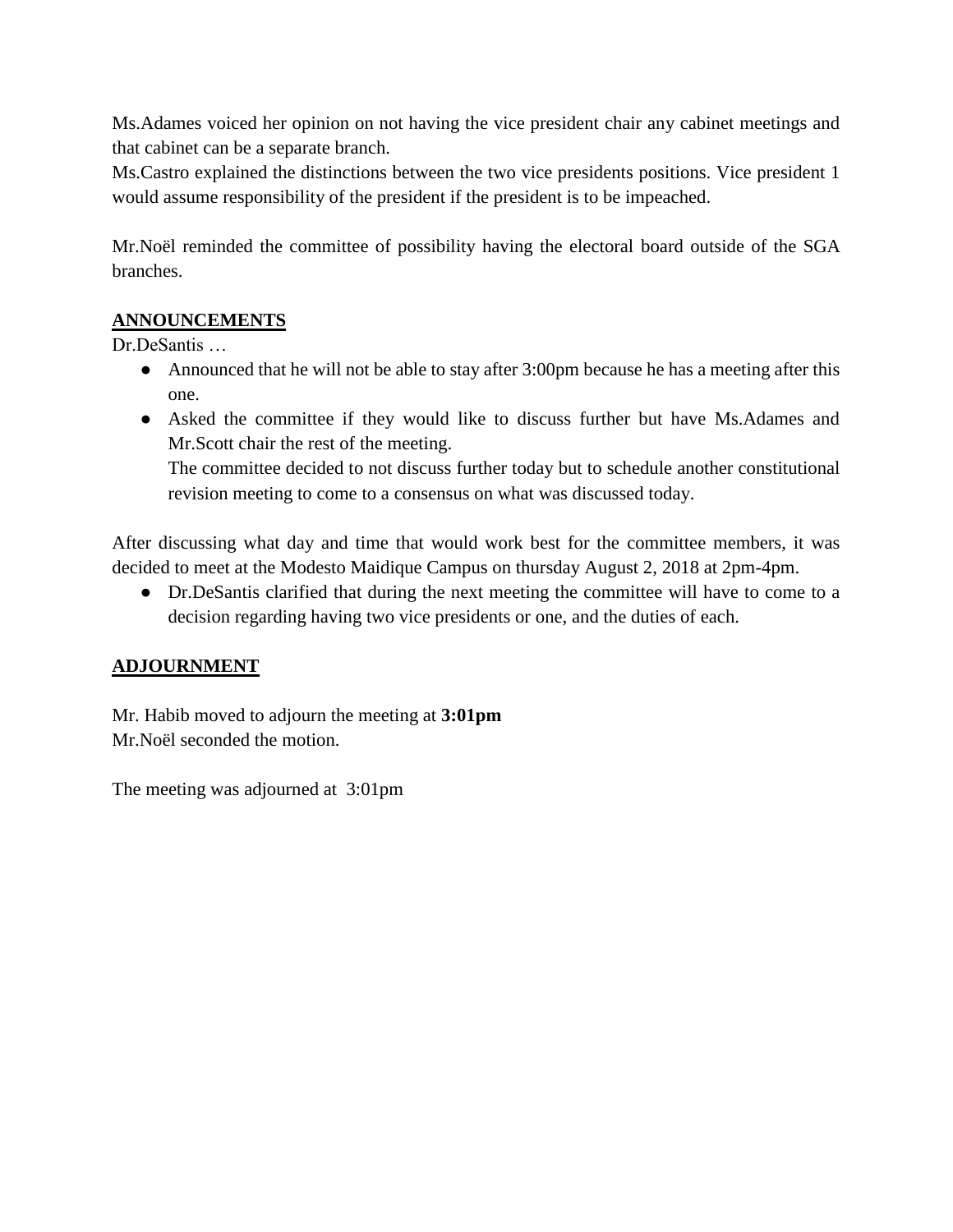Ms.Adames voiced her opinion on not having the vice president chair any cabinet meetings and that cabinet can be a separate branch.
Ms.Castro explained the distinctions between the two vice presidents positions. Vice president 1 would assume responsibility of the president if the president is to be impeached.

Mr.Noël reminded the committee of possibility having the electoral board outside of the SGA branches.

## ANNOUNCEMENTS

Dr.DeSantis …

- Announced that he will not be able to stay after 3:00pm because he has a meeting after this one.
- Asked the committee if they would like to discuss further but have Ms.Adames and Mr.Scott chair the rest of the meeting.
  The committee decided to not discuss further today but to schedule another constitutional revision meeting to come to a consensus on what was discussed today.

After discussing what day and time that would work best for the committee members, it was decided to meet at the Modesto Maidique Campus on thursday August 2, 2018 at 2pm-4pm.

- Dr.DeSantis clarified that during the next meeting the committee will have to come to a decision regarding having two vice presidents or one, and the duties of each.

## ADJOURNMENT

Mr. Habib moved to adjourn the meeting at **3:01pm**
Mr.Noël seconded the motion.

The meeting was adjourned at 3:01pm